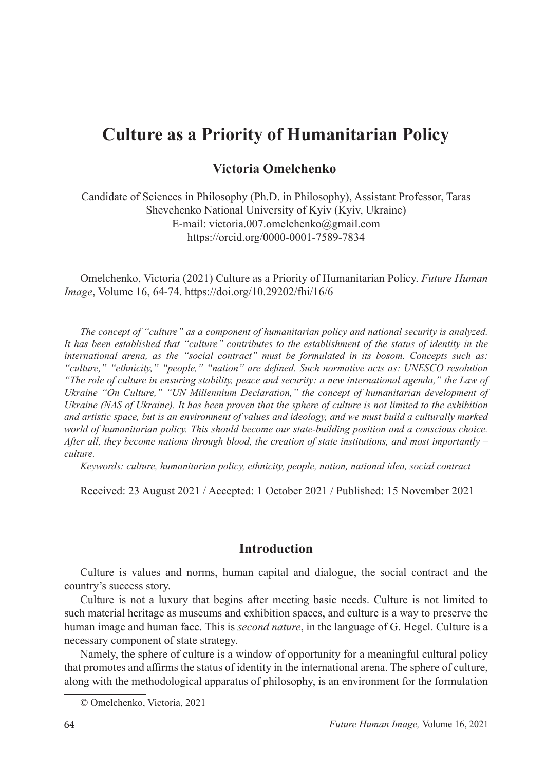# Culture as a Priority of Humanitarian Policy

**Victoria Omelchenko**

Candidate of Sciences in Philosophy (Ph.D. in Philosophy), Assistant Professor, Taras Shevchenko National University of Kyiv (Kyiv, Ukraine)
E-mail: victoria.007.omelchenko@gmail.com
https://orcid.org/0000-0001-7589-7834

Omelchenko, Victoria (2021) Culture as a Priority of Humanitarian Policy. *Future Human Image*, Volume 16, 64-74. https://doi.org/10.29202/fhi/16/6

*The concept of "culture" as a component of humanitarian policy and national security is analyzed. It has been established that "culture" contributes to the establishment of the status of identity in the international arena, as the "social contract" must be formulated in its bosom. Concepts such as: "culture," "ethnicity," "people," "nation" are defined. Such normative acts as: UNESCO resolution "The role of culture in ensuring stability, peace and security: a new international agenda," the Law of Ukraine "On Culture," "UN Millennium Declaration," the concept of humanitarian development of Ukraine (NAS of Ukraine). It has been proven that the sphere of culture is not limited to the exhibition and artistic space, but is an environment of values and ideology, and we must build a culturally marked world of humanitarian policy. This should become our state-building position and a conscious choice. After all, they become nations through blood, the creation of state institutions, and most importantly – culture.*

*Keywords: culture, humanitarian policy, ethnicity, people, nation, national idea, social contract*

Received: 23 August 2021 / Accepted: 1 October 2021 / Published: 15 November 2021

## Introduction

Culture is values and norms, human capital and dialogue, the social contract and the country's success story.

Culture is not a luxury that begins after meeting basic needs. Culture is not limited to such material heritage as museums and exhibition spaces, and culture is a way to preserve the human image and human face. This is *second nature*, in the language of G. Hegel. Culture is a necessary component of state strategy.

Namely, the sphere of culture is a window of opportunity for a meaningful cultural policy that promotes and affirms the status of identity in the international arena. The sphere of culture, along with the methodological apparatus of philosophy, is an environment for the formulation

© Omelchenko, Victoria, 2021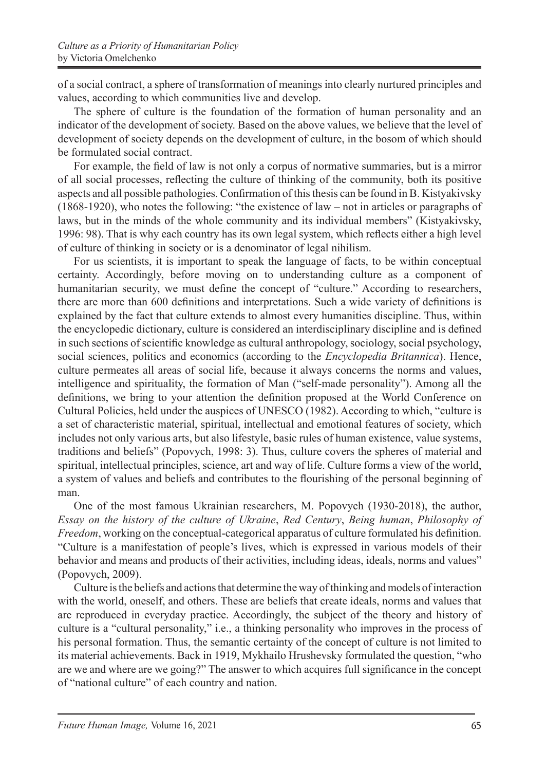of a social contract, a sphere of transformation of meanings into clearly nurtured principles and values, according to which communities live and develop.

The sphere of culture is the foundation of the formation of human personality and an indicator of the development of society. Based on the above values, we believe that the level of development of society depends on the development of culture, in the bosom of which should be formulated social contract.

For example, the field of law is not only a corpus of normative summaries, but is a mirror of all social processes, reflecting the culture of thinking of the community, both its positive aspects and all possible pathologies. Confirmation of this thesis can be found in B. Kistyakivsky (1868-1920), who notes the following: "the existence of law – not in articles or paragraphs of laws, but in the minds of the whole community and its individual members" (Kistyakivsky, 1996: 98). That is why each country has its own legal system, which reflects either a high level of culture of thinking in society or is a denominator of legal nihilism.

For us scientists, it is important to speak the language of facts, to be within conceptual certainty. Accordingly, before moving on to understanding culture as a component of humanitarian security, we must define the concept of "culture." According to researchers, there are more than 600 definitions and interpretations. Such a wide variety of definitions is explained by the fact that culture extends to almost every humanities discipline. Thus, within the encyclopedic dictionary, culture is considered an interdisciplinary discipline and is defined in such sections of scientific knowledge as cultural anthropology, sociology, social psychology, social sciences, politics and economics (according to the *Encyclopedia Britannica*). Hence, culture permeates all areas of social life, because it always concerns the norms and values, intelligence and spirituality, the formation of Man ("self-made personality"). Among all the definitions, we bring to your attention the definition proposed at the World Conference on Cultural Policies, held under the auspices of UNESCO (1982). According to which, "culture is a set of characteristic material, spiritual, intellectual and emotional features of society, which includes not only various arts, but also lifestyle, basic rules of human existence, value systems, traditions and beliefs" (Popovych, 1998: 3). Thus, culture covers the spheres of material and spiritual, intellectual principles, science, art and way of life. Culture forms a view of the world, a system of values and beliefs and contributes to the flourishing of the personal beginning of man.

One of the most famous Ukrainian researchers, M. Popovych (1930-2018), the author, *Essay on the history of the culture of Ukraine*, *Red Century*, *Being human*, *Philosophy of Freedom*, working on the conceptual-categorical apparatus of culture formulated his definition. "Culture is a manifestation of people's lives, which is expressed in various models of their behavior and means and products of their activities, including ideas, ideals, norms and values" (Popovych, 2009).

Culture is the beliefs and actions that determine the way of thinking and models of interaction with the world, oneself, and others. These are beliefs that create ideals, norms and values that are reproduced in everyday practice. Accordingly, the subject of the theory and history of culture is a "cultural personality," i.e., a thinking personality who improves in the process of his personal formation. Thus, the semantic certainty of the concept of culture is not limited to its material achievements. Back in 1919, Mykhailo Hrushevsky formulated the question, "who are we and where are we going?" The answer to which acquires full significance in the concept of "national culture" of each country and nation.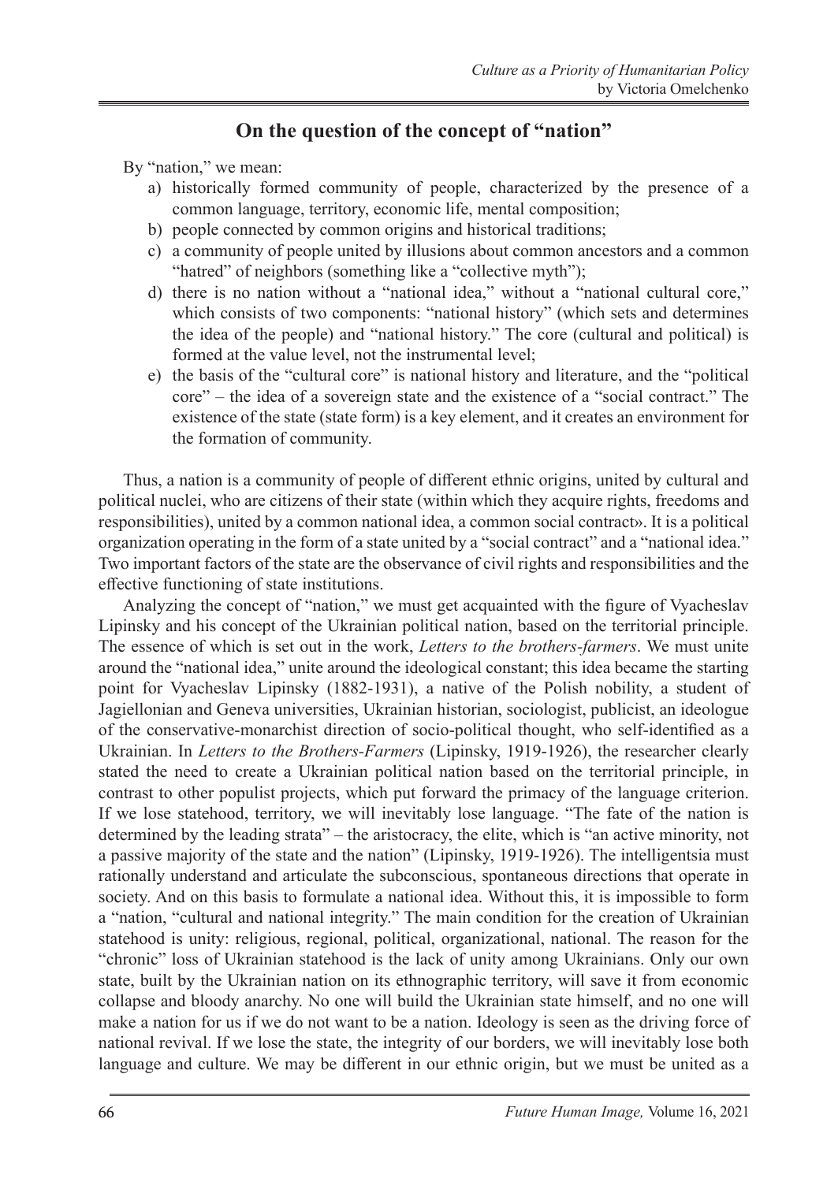## On the question of the concept of "nation"

By "nation," we mean:

a) historically formed community of people, characterized by the presence of a common language, territory, economic life, mental composition;
b) people connected by common origins and historical traditions;
c) a community of people united by illusions about common ancestors and a common "hatred" of neighbors (something like a "collective myth");
d) there is no nation without a "national idea," without a "national cultural core," which consists of two components: "national history" (which sets and determines the idea of the people) and "national history." The core (cultural and political) is formed at the value level, not the instrumental level;
e) the basis of the "cultural core" is national history and literature, and the "political core" – the idea of a sovereign state and the existence of a "social contract." The existence of the state (state form) is a key element, and it creates an environment for the formation of community.

Thus, a nation is a community of people of different ethnic origins, united by cultural and political nuclei, who are citizens of their state (within which they acquire rights, freedoms and responsibilities), united by a common national idea, a common social contract». It is a political organization operating in the form of a state united by a "social contract" and a "national idea." Two important factors of the state are the observance of civil rights and responsibilities and the effective functioning of state institutions.

Analyzing the concept of "nation," we must get acquainted with the figure of Vyacheslav Lipinsky and his concept of the Ukrainian political nation, based on the territorial principle. The essence of which is set out in the work, *Letters to the brothers-farmers*. We must unite around the "national idea," unite around the ideological constant; this idea became the starting point for Vyacheslav Lipinsky (1882-1931), a native of the Polish nobility, a student of Jagiellonian and Geneva universities, Ukrainian historian, sociologist, publicist, an ideologue of the conservative-monarchist direction of socio-political thought, who self-identified as a Ukrainian. In *Letters to the Brothers-Farmers* (Lipinsky, 1919-1926), the researcher clearly stated the need to create a Ukrainian political nation based on the territorial principle, in contrast to other populist projects, which put forward the primacy of the language criterion. If we lose statehood, territory, we will inevitably lose language. "The fate of the nation is determined by the leading strata" – the aristocracy, the elite, which is "an active minority, not a passive majority of the state and the nation" (Lipinsky, 1919-1926). The intelligentsia must rationally understand and articulate the subconscious, spontaneous directions that operate in society. And on this basis to formulate a national idea. Without this, it is impossible to form a "nation, "cultural and national integrity." The main condition for the creation of Ukrainian statehood is unity: religious, regional, political, organizational, national. The reason for the "chronic" loss of Ukrainian statehood is the lack of unity among Ukrainians. Only our own state, built by the Ukrainian nation on its ethnographic territory, will save it from economic collapse and bloody anarchy. No one will build the Ukrainian state himself, and no one will make a nation for us if we do not want to be a nation. Ideology is seen as the driving force of national revival. If we lose the state, the integrity of our borders, we will inevitably lose both language and culture. We may be different in our ethnic origin, but we must be united as a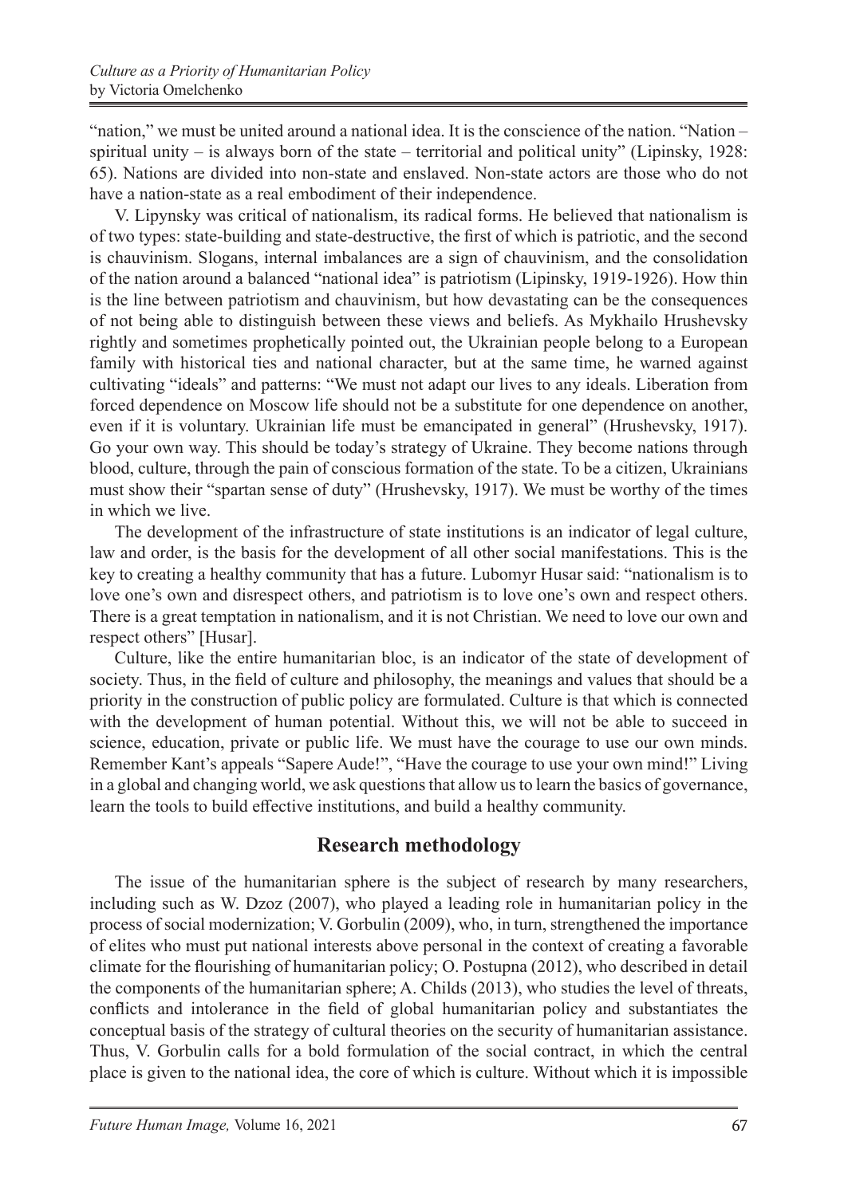"nation," we must be united around a national idea. It is the conscience of the nation. "Nation – spiritual unity – is always born of the state – territorial and political unity" (Lipinsky, 1928: 65). Nations are divided into non-state and enslaved. Non-state actors are those who do not have a nation-state as a real embodiment of their independence.

V. Lipynsky was critical of nationalism, its radical forms. He believed that nationalism is of two types: state-building and state-destructive, the first of which is patriotic, and the second is chauvinism. Slogans, internal imbalances are a sign of chauvinism, and the consolidation of the nation around a balanced "national idea" is patriotism (Lipinsky, 1919-1926). How thin is the line between patriotism and chauvinism, but how devastating can be the consequences of not being able to distinguish between these views and beliefs. As Mykhailo Hrushevsky rightly and sometimes prophetically pointed out, the Ukrainian people belong to a European family with historical ties and national character, but at the same time, he warned against cultivating "ideals" and patterns: "We must not adapt our lives to any ideals. Liberation from forced dependence on Moscow life should not be a substitute for one dependence on another, even if it is voluntary. Ukrainian life must be emancipated in general" (Hrushevsky, 1917). Go your own way. This should be today's strategy of Ukraine. They become nations through blood, culture, through the pain of conscious formation of the state. To be a citizen, Ukrainians must show their "spartan sense of duty" (Hrushevsky, 1917). We must be worthy of the times in which we live.

The development of the infrastructure of state institutions is an indicator of legal culture, law and order, is the basis for the development of all other social manifestations. This is the key to creating a healthy community that has a future. Lubomyr Husar said: "nationalism is to love one's own and disrespect others, and patriotism is to love one's own and respect others. There is a great temptation in nationalism, and it is not Christian. We need to love our own and respect others" [Husar].

Culture, like the entire humanitarian bloc, is an indicator of the state of development of society. Thus, in the field of culture and philosophy, the meanings and values that should be a priority in the construction of public policy are formulated. Culture is that which is connected with the development of human potential. Without this, we will not be able to succeed in science, education, private or public life. We must have the courage to use our own minds. Remember Kant's appeals "Sapere Aude!", "Have the courage to use your own mind!" Living in a global and changing world, we ask questions that allow us to learn the basics of governance, learn the tools to build effective institutions, and build a healthy community.

## Research methodology

The issue of the humanitarian sphere is the subject of research by many researchers, including such as W. Dzoz (2007), who played a leading role in humanitarian policy in the process of social modernization; V. Gorbulin (2009), who, in turn, strengthened the importance of elites who must put national interests above personal in the context of creating a favorable climate for the flourishing of humanitarian policy; O. Postupna (2012), who described in detail the components of the humanitarian sphere; A. Childs (2013), who studies the level of threats, conflicts and intolerance in the field of global humanitarian policy and substantiates the conceptual basis of the strategy of cultural theories on the security of humanitarian assistance. Thus, V. Gorbulin calls for a bold formulation of the social contract, in which the central place is given to the national idea, the core of which is culture. Without which it is impossible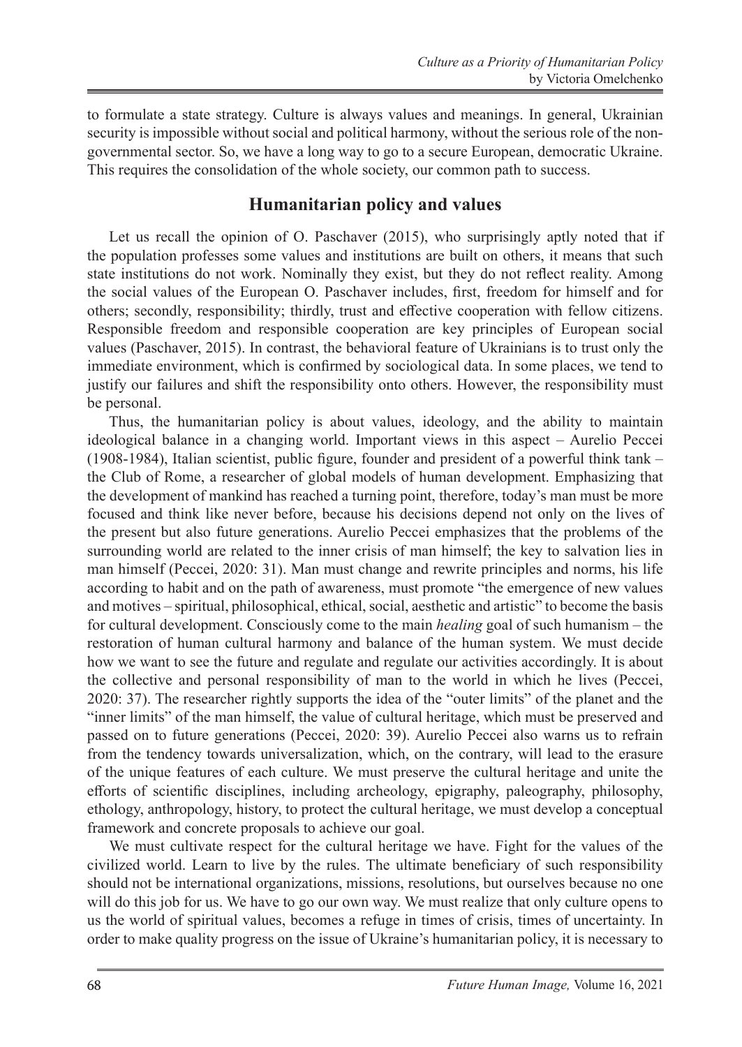to formulate a state strategy. Culture is always values and meanings. In general, Ukrainian security is impossible without social and political harmony, without the serious role of the non-governmental sector. So, we have a long way to go to a secure European, democratic Ukraine. This requires the consolidation of the whole society, our common path to success.

## Humanitarian policy and values

Let us recall the opinion of O. Paschaver (2015), who surprisingly aptly noted that if the population professes some values and institutions are built on others, it means that such state institutions do not work. Nominally they exist, but they do not reflect reality. Among the social values of the European O. Paschaver includes, first, freedom for himself and for others; secondly, responsibility; thirdly, trust and effective cooperation with fellow citizens. Responsible freedom and responsible cooperation are key principles of European social values (Paschaver, 2015). In contrast, the behavioral feature of Ukrainians is to trust only the immediate environment, which is confirmed by sociological data. In some places, we tend to justify our failures and shift the responsibility onto others. However, the responsibility must be personal.

Thus, the humanitarian policy is about values, ideology, and the ability to maintain ideological balance in a changing world. Important views in this aspect – Aurelio Peccei (1908-1984), Italian scientist, public figure, founder and president of a powerful think tank – the Club of Rome, a researcher of global models of human development. Emphasizing that the development of mankind has reached a turning point, therefore, today's man must be more focused and think like never before, because his decisions depend not only on the lives of the present but also future generations. Aurelio Peccei emphasizes that the problems of the surrounding world are related to the inner crisis of man himself; the key to salvation lies in man himself (Peccei, 2020: 31). Man must change and rewrite principles and norms, his life according to habit and on the path of awareness, must promote "the emergence of new values and motives – spiritual, philosophical, ethical, social, aesthetic and artistic" to become the basis for cultural development. Consciously come to the main *healing* goal of such humanism – the restoration of human cultural harmony and balance of the human system. We must decide how we want to see the future and regulate and regulate our activities accordingly. It is about the collective and personal responsibility of man to the world in which he lives (Peccei, 2020: 37). The researcher rightly supports the idea of the "outer limits" of the planet and the "inner limits" of the man himself, the value of cultural heritage, which must be preserved and passed on to future generations (Peccei, 2020: 39). Aurelio Peccei also warns us to refrain from the tendency towards universalization, which, on the contrary, will lead to the erasure of the unique features of each culture. We must preserve the cultural heritage and unite the efforts of scientific disciplines, including archeology, epigraphy, paleography, philosophy, ethology, anthropology, history, to protect the cultural heritage, we must develop a conceptual framework and concrete proposals to achieve our goal.

We must cultivate respect for the cultural heritage we have. Fight for the values of the civilized world. Learn to live by the rules. The ultimate beneficiary of such responsibility should not be international organizations, missions, resolutions, but ourselves because no one will do this job for us. We have to go our own way. We must realize that only culture opens to us the world of spiritual values, becomes a refuge in times of crisis, times of uncertainty. In order to make quality progress on the issue of Ukraine's humanitarian policy, it is necessary to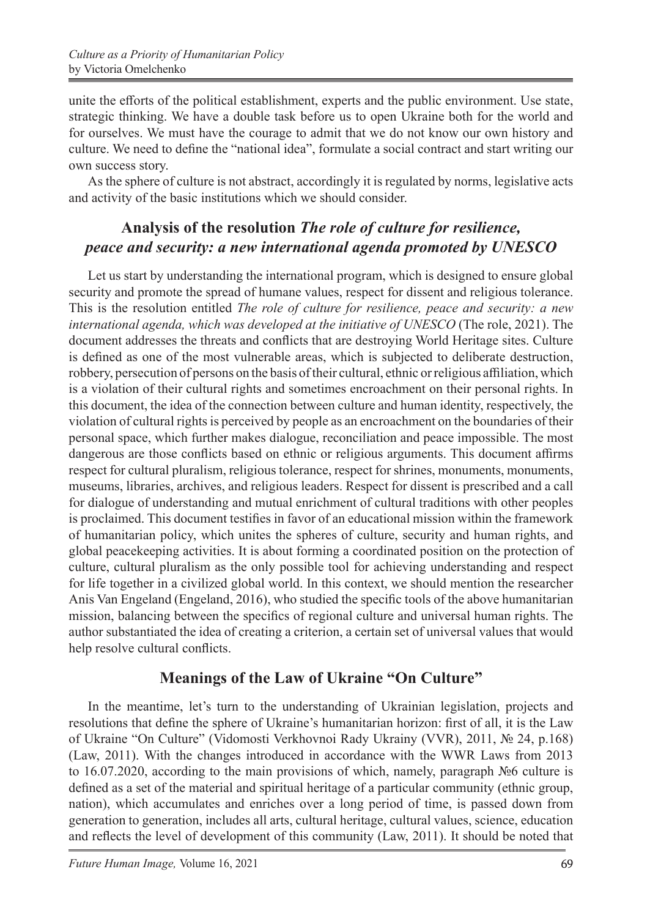unite the efforts of the political establishment, experts and the public environment. Use state, strategic thinking. We have a double task before us to open Ukraine both for the world and for ourselves. We must have the courage to admit that we do not know our own history and culture. We need to define the "national idea", formulate a social contract and start writing our own success story.

As the sphere of culture is not abstract, accordingly it is regulated by norms, legislative acts and activity of the basic institutions which we should consider.

## Analysis of the resolution *The role of culture for resilience, peace and security: a new international agenda promoted by UNESCO*

Let us start by understanding the international program, which is designed to ensure global security and promote the spread of humane values, respect for dissent and religious tolerance. This is the resolution entitled *The role of culture for resilience, peace and security: a new international agenda, which was developed at the initiative of UNESCO* (The role, 2021). The document addresses the threats and conflicts that are destroying World Heritage sites. Culture is defined as one of the most vulnerable areas, which is subjected to deliberate destruction, robbery, persecution of persons on the basis of their cultural, ethnic or religious affiliation, which is a violation of their cultural rights and sometimes encroachment on their personal rights. In this document, the idea of the connection between culture and human identity, respectively, the violation of cultural rights is perceived by people as an encroachment on the boundaries of their personal space, which further makes dialogue, reconciliation and peace impossible. The most dangerous are those conflicts based on ethnic or religious arguments. This document affirms respect for cultural pluralism, religious tolerance, respect for shrines, monuments, monuments, museums, libraries, archives, and religious leaders. Respect for dissent is prescribed and a call for dialogue of understanding and mutual enrichment of cultural traditions with other peoples is proclaimed. This document testifies in favor of an educational mission within the framework of humanitarian policy, which unites the spheres of culture, security and human rights, and global peacekeeping activities. It is about forming a coordinated position on the protection of culture, cultural pluralism as the only possible tool for achieving understanding and respect for life together in a civilized global world. In this context, we should mention the researcher Anis Van Engeland (Engeland, 2016), who studied the specific tools of the above humanitarian mission, balancing between the specifics of regional culture and universal human rights. The author substantiated the idea of creating a criterion, a certain set of universal values that would help resolve cultural conflicts.

## Meanings of the Law of Ukraine "On Culture"

In the meantime, let's turn to the understanding of Ukrainian legislation, projects and resolutions that define the sphere of Ukraine's humanitarian horizon: first of all, it is the Law of Ukraine "On Culture" (Vidomosti Verkhovnoi Rady Ukrainy (VVR), 2011, № 24, p.168) (Law, 2011). With the changes introduced in accordance with the WWR Laws from 2013 to 16.07.2020, according to the main provisions of which, namely, paragraph №6 culture is defined as a set of the material and spiritual heritage of a particular community (ethnic group, nation), which accumulates and enriches over a long period of time, is passed down from generation to generation, includes all arts, cultural heritage, cultural values, science, education and reflects the level of development of this community (Law, 2011). It should be noted that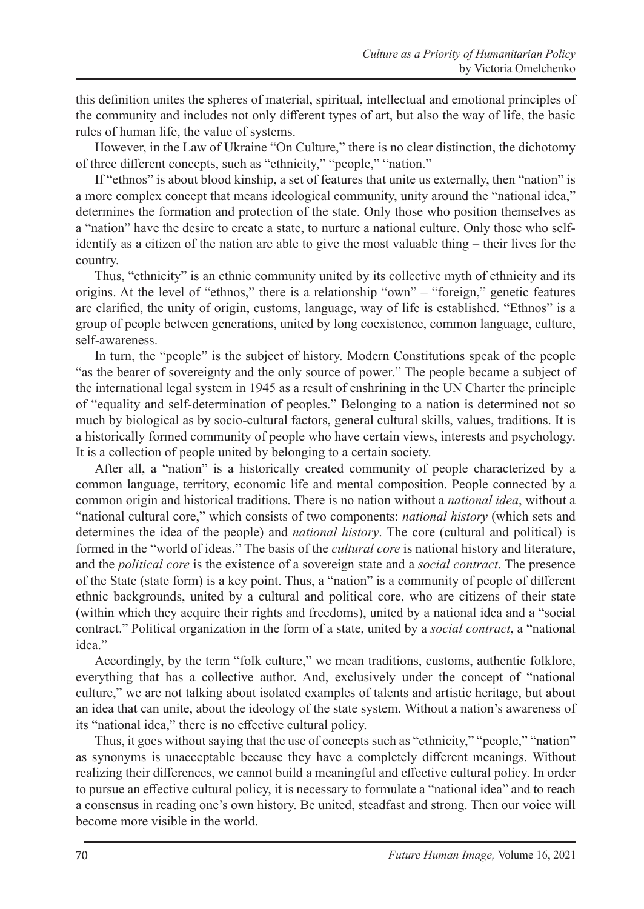this definition unites the spheres of material, spiritual, intellectual and emotional principles of the community and includes not only different types of art, but also the way of life, the basic rules of human life, the value of systems.

However, in the Law of Ukraine "On Culture," there is no clear distinction, the dichotomy of three different concepts, such as "ethnicity," "people," "nation."

If "ethnos" is about blood kinship, a set of features that unite us externally, then "nation" is a more complex concept that means ideological community, unity around the "national idea," determines the formation and protection of the state. Only those who position themselves as a "nation" have the desire to create a state, to nurture a national culture. Only those who self-identify as a citizen of the nation are able to give the most valuable thing – their lives for the country.

Thus, "ethnicity" is an ethnic community united by its collective myth of ethnicity and its origins. At the level of "ethnos," there is a relationship "own" – "foreign," genetic features are clarified, the unity of origin, customs, language, way of life is established. "Ethnos" is a group of people between generations, united by long coexistence, common language, culture, self-awareness.

In turn, the "people" is the subject of history. Modern Constitutions speak of the people "as the bearer of sovereignty and the only source of power." The people became a subject of the international legal system in 1945 as a result of enshrining in the UN Charter the principle of "equality and self-determination of peoples." Belonging to a nation is determined not so much by biological as by socio-cultural factors, general cultural skills, values, traditions. It is a historically formed community of people who have certain views, interests and psychology. It is a collection of people united by belonging to a certain society.

After all, a "nation" is a historically created community of people characterized by a common language, territory, economic life and mental composition. People connected by a common origin and historical traditions. There is no nation without a *national idea*, without a "national cultural core," which consists of two components: *national history* (which sets and determines the idea of the people) and *national history*. The core (cultural and political) is formed in the "world of ideas." The basis of the *cultural core* is national history and literature, and the *political core* is the existence of a sovereign state and a *social contract*. The presence of the State (state form) is a key point. Thus, a "nation" is a community of people of different ethnic backgrounds, united by a cultural and political core, who are citizens of their state (within which they acquire their rights and freedoms), united by a national idea and a "social contract." Political organization in the form of a state, united by a *social contract*, a "national idea."

Accordingly, by the term "folk culture," we mean traditions, customs, authentic folklore, everything that has a collective author. And, exclusively under the concept of "national culture," we are not talking about isolated examples of talents and artistic heritage, but about an idea that can unite, about the ideology of the state system. Without a nation's awareness of its "national idea," there is no effective cultural policy.

Thus, it goes without saying that the use of concepts such as "ethnicity," "people," "nation" as synonyms is unacceptable because they have a completely different meanings. Without realizing their differences, we cannot build a meaningful and effective cultural policy. In order to pursue an effective cultural policy, it is necessary to formulate a "national idea" and to reach a consensus in reading one's own history. Be united, steadfast and strong. Then our voice will become more visible in the world.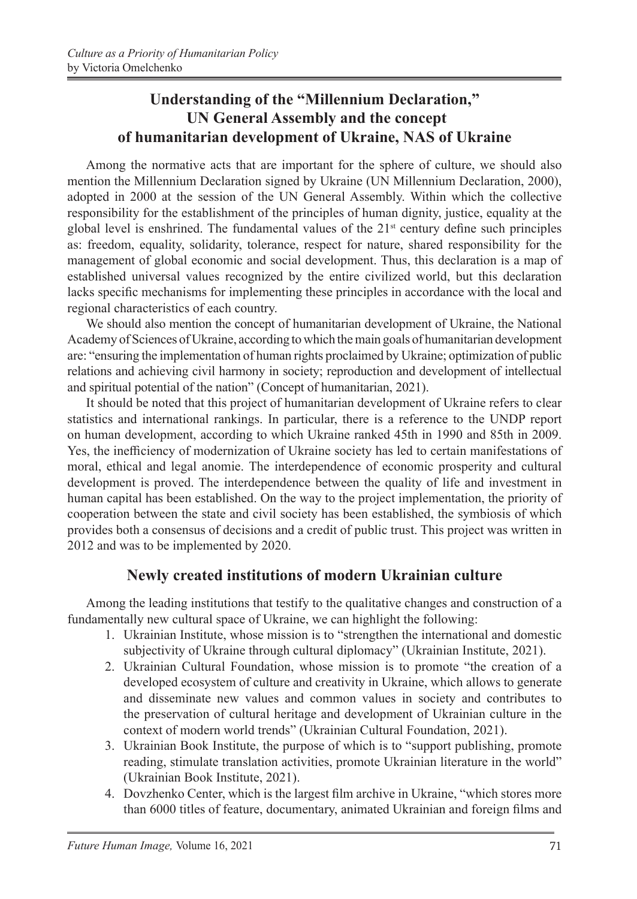## Understanding of the "Millennium Declaration," UN General Assembly and the concept of humanitarian development of Ukraine, NAS of Ukraine

Among the normative acts that are important for the sphere of culture, we should also mention the Millennium Declaration signed by Ukraine (UN Millennium Declaration, 2000), adopted in 2000 at the session of the UN General Assembly. Within which the collective responsibility for the establishment of the principles of human dignity, justice, equality at the global level is enshrined. The fundamental values of the 21st century define such principles as: freedom, equality, solidarity, tolerance, respect for nature, shared responsibility for the management of global economic and social development. Thus, this declaration is a map of established universal values recognized by the entire civilized world, but this declaration lacks specific mechanisms for implementing these principles in accordance with the local and regional characteristics of each country.

We should also mention the concept of humanitarian development of Ukraine, the National Academy of Sciences of Ukraine, according to which the main goals of humanitarian development are: "ensuring the implementation of human rights proclaimed by Ukraine; optimization of public relations and achieving civil harmony in society; reproduction and development of intellectual and spiritual potential of the nation" (Concept of humanitarian, 2021).

It should be noted that this project of humanitarian development of Ukraine refers to clear statistics and international rankings. In particular, there is a reference to the UNDP report on human development, according to which Ukraine ranked 45th in 1990 and 85th in 2009. Yes, the inefficiency of modernization of Ukraine society has led to certain manifestations of moral, ethical and legal anomie. The interdependence of economic prosperity and cultural development is proved. The interdependence between the quality of life and investment in human capital has been established. On the way to the project implementation, the priority of cooperation between the state and civil society has been established, the symbiosis of which provides both a consensus of decisions and a credit of public trust. This project was written in 2012 and was to be implemented by 2020.

## Newly created institutions of modern Ukrainian culture

Among the leading institutions that testify to the qualitative changes and construction of a fundamentally new cultural space of Ukraine, we can highlight the following:

1. Ukrainian Institute, whose mission is to "strengthen the international and domestic subjectivity of Ukraine through cultural diplomacy" (Ukrainian Institute, 2021).
2. Ukrainian Cultural Foundation, whose mission is to promote "the creation of a developed ecosystem of culture and creativity in Ukraine, which allows to generate and disseminate new values and common values in society and contributes to the preservation of cultural heritage and development of Ukrainian culture in the context of modern world trends" (Ukrainian Cultural Foundation, 2021).
3. Ukrainian Book Institute, the purpose of which is to "support publishing, promote reading, stimulate translation activities, promote Ukrainian literature in the world" (Ukrainian Book Institute, 2021).
4. Dovzhenko Center, which is the largest film archive in Ukraine, "which stores more than 6000 titles of feature, documentary, animated Ukrainian and foreign films and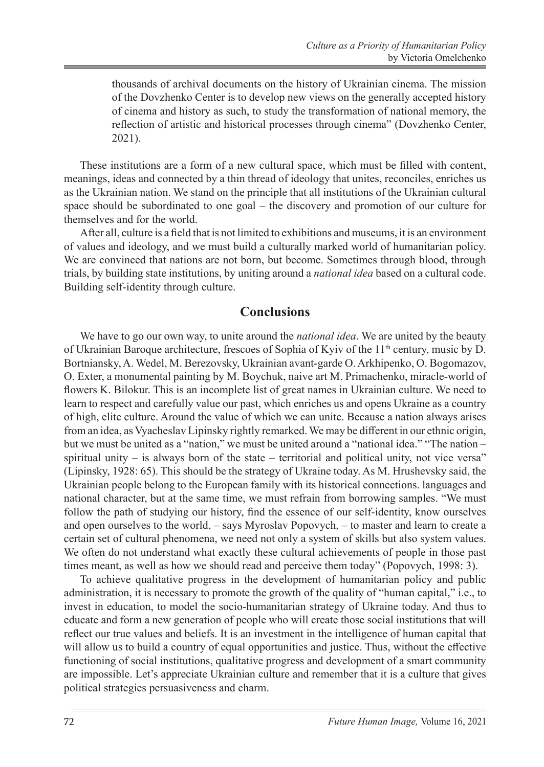thousands of archival documents on the history of Ukrainian cinema. The mission of the Dovzhenko Center is to develop new views on the generally accepted history of cinema and history as such, to study the transformation of national memory, the reflection of artistic and historical processes through cinema" (Dovzhenko Center, 2021).

These institutions are a form of a new cultural space, which must be filled with content, meanings, ideas and connected by a thin thread of ideology that unites, reconciles, enriches us as the Ukrainian nation. We stand on the principle that all institutions of the Ukrainian cultural space should be subordinated to one goal – the discovery and promotion of our culture for themselves and for the world.

After all, culture is a field that is not limited to exhibitions and museums, it is an environment of values and ideology, and we must build a culturally marked world of humanitarian policy. We are convinced that nations are not born, but become. Sometimes through blood, through trials, by building state institutions, by uniting around a *national idea* based on a cultural code. Building self-identity through culture.

## Conclusions

We have to go our own way, to unite around the *national idea*. We are united by the beauty of Ukrainian Baroque architecture, frescoes of Sophia of Kyiv of the 11th century, music by D. Bortniansky, A. Wedel, M. Berezovsky, Ukrainian avant-garde O. Arkhipenko, O. Bogomazov, O. Exter, a monumental painting by M. Boychuk, naive art M. Primachenko, miracle-world of flowers K. Bilokur. This is an incomplete list of great names in Ukrainian culture. We need to learn to respect and carefully value our past, which enriches us and opens Ukraine as a country of high, elite culture. Around the value of which we can unite. Because a nation always arises from an idea, as Vyacheslav Lipinsky rightly remarked. We may be different in our ethnic origin, but we must be united as a "nation," we must be united around a "national idea." "The nation – spiritual unity – is always born of the state – territorial and political unity, not vice versa" (Lipinsky, 1928: 65). This should be the strategy of Ukraine today. As M. Hrushevsky said, the Ukrainian people belong to the European family with its historical connections. languages and national character, but at the same time, we must refrain from borrowing samples. "We must follow the path of studying our history, find the essence of our self-identity, know ourselves and open ourselves to the world, – says Myroslav Popovych, – to master and learn to create a certain set of cultural phenomena, we need not only a system of skills but also system values. We often do not understand what exactly these cultural achievements of people in those past times meant, as well as how we should read and perceive them today" (Popovych, 1998: 3).

To achieve qualitative progress in the development of humanitarian policy and public administration, it is necessary to promote the growth of the quality of "human capital," i.e., to invest in education, to model the socio-humanitarian strategy of Ukraine today. And thus to educate and form a new generation of people who will create those social institutions that will reflect our true values and beliefs. It is an investment in the intelligence of human capital that will allow us to build a country of equal opportunities and justice. Thus, without the effective functioning of social institutions, qualitative progress and development of a smart community are impossible. Let's appreciate Ukrainian culture and remember that it is a culture that gives political strategies persuasiveness and charm.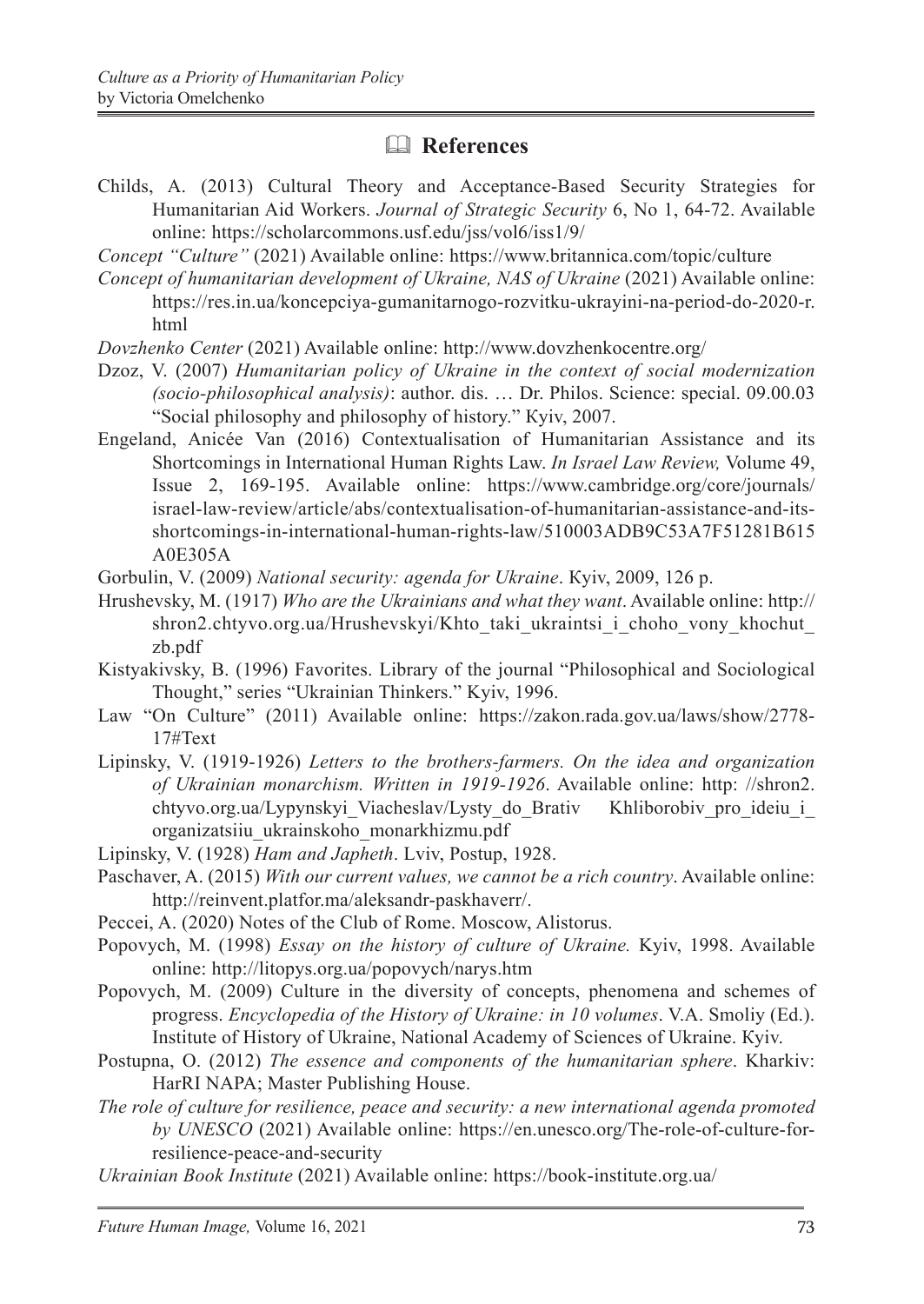## References

Childs, A. (2013) Cultural Theory and Acceptance-Based Security Strategies for Humanitarian Aid Workers. *Journal of Strategic Security* 6, No 1, 64-72. Available online: https://scholarcommons.usf.edu/jss/vol6/iss1/9/

*Concept "Culture"* (2021) Available online: https://www.britannica.com/topic/culture

*Concept of humanitarian development of Ukraine, NAS of Ukraine* (2021) Available online: https://res.in.ua/koncepciya-gumanitarnogo-rozvitku-ukrayini-na-period-do-2020-r.html

*Dovzhenko Center* (2021) Available online: http://www.dovzhenkocentre.org/

Dzoz, V. (2007) *Humanitarian policy of Ukraine in the context of social modernization (socio-philosophical analysis)*: author. dis. … Dr. Philos. Science: special. 09.00.03 "Social philosophy and philosophy of history." Kyiv, 2007.

Engeland, Anicée Van (2016) Contextualisation of Humanitarian Assistance and its Shortcomings in International Human Rights Law. *In Israel Law Review,* Volume 49, Issue 2, 169-195. Available online: https://www.cambridge.org/core/journals/israel-law-review/article/abs/contextualisation-of-humanitarian-assistance-and-its-shortcomings-in-international-human-rights-law/510003ADB9C53A7F51281B615A0E305A

Gorbulin, V. (2009) *National security: agenda for Ukraine*. Kyiv, 2009, 126 p.

Hrushevsky, M. (1917) *Who are the Ukrainians and what they want*. Available online: http://shron2.chtyvo.org.ua/Hrushevskyi/Khto_taki_ukraintsi_i_choho_vony_khochut_zb.pdf

Kistyakivsky, B. (1996) Favorites. Library of the journal "Philosophical and Sociological Thought," series "Ukrainian Thinkers." Kyiv, 1996.

Law "On Culture" (2011) Available online: https://zakon.rada.gov.ua/laws/show/2778-17#Text

Lipinsky, V. (1919-1926) *Letters to the brothers-farmers. On the idea and organization of Ukrainian monarchism. Written in 1919-1926*. Available online: http: //shron2.chtyvo.org.ua/Lypynskyi_Viacheslav/Lysty_do_Brativ Khliborobiv_pro_ideiu_i_organizatsiiu_ukrainskoho_monarkhizmu.pdf

Lipinsky, V. (1928) *Ham and Japheth*. Lviv, Postup, 1928.

Paschaver, A. (2015) *With our current values, we cannot be a rich country*. Available online: http://reinvent.platfor.ma/aleksandr-paskhaverr/.

Peccei, A. (2020) Notes of the Club of Rome. Moscow, Alistorus.

Popovych, M. (1998) *Essay on the history of culture of Ukraine.* Kyiv, 1998. Available online: http://litopys.org.ua/popovych/narys.htm

Popovych, M. (2009) Culture in the diversity of concepts, phenomena and schemes of progress. *Encyclopedia of the History of Ukraine: in 10 volumes*. V.A. Smoliy (Ed.). Institute of History of Ukraine, National Academy of Sciences of Ukraine. Kyiv.

Postupna, O. (2012) *The essence and components of the humanitarian sphere*. Kharkiv: HarRI NAPA; Master Publishing House.

*The role of culture for resilience, peace and security: a new international agenda promoted by UNESCO* (2021) Available online: https://en.unesco.org/The-role-of-culture-for-resilience-peace-and-security

*Ukrainian Book Institute* (2021) Available online: https://book-institute.org.ua/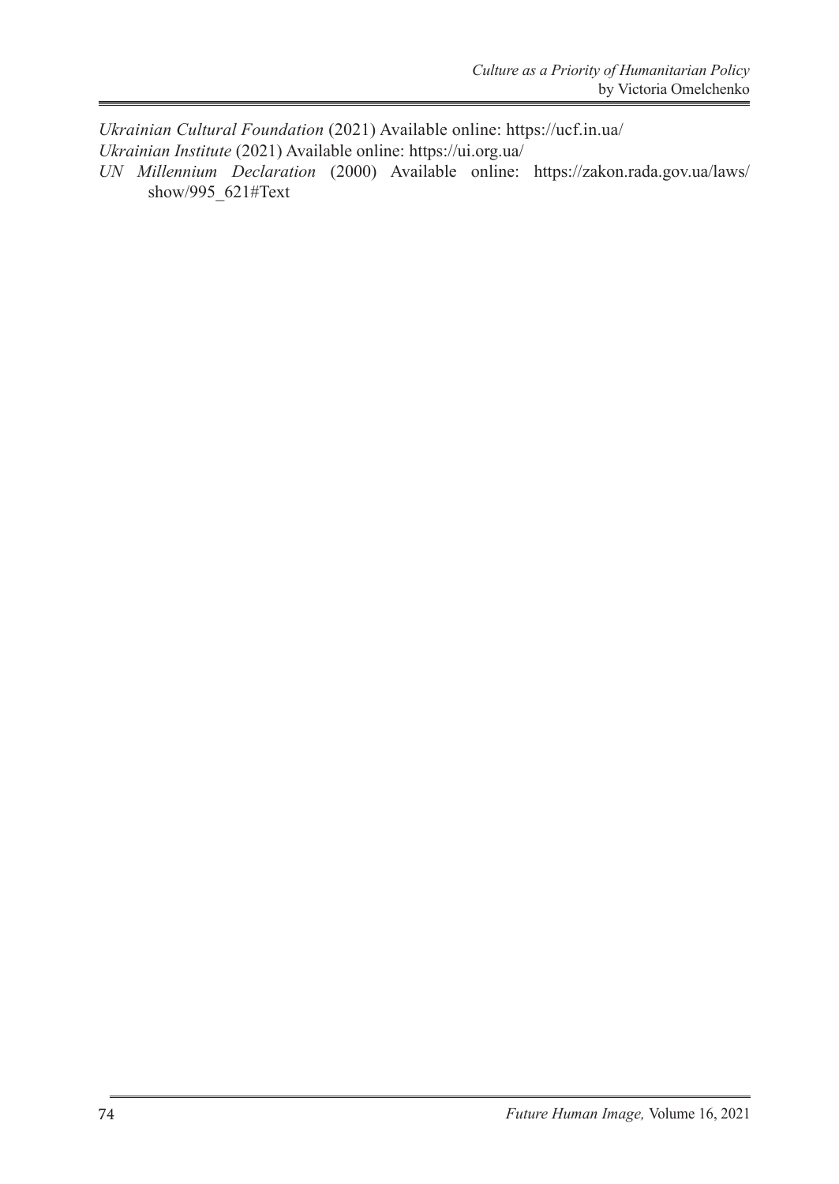*Ukrainian Cultural Foundation* (2021) Available online: https://ucf.in.ua/

*Ukrainian Institute* (2021) Available online: https://ui.org.ua/

*UN Millennium Declaration* (2000) Available online: https://zakon.rada.gov.ua/laws/show/995_621#Text